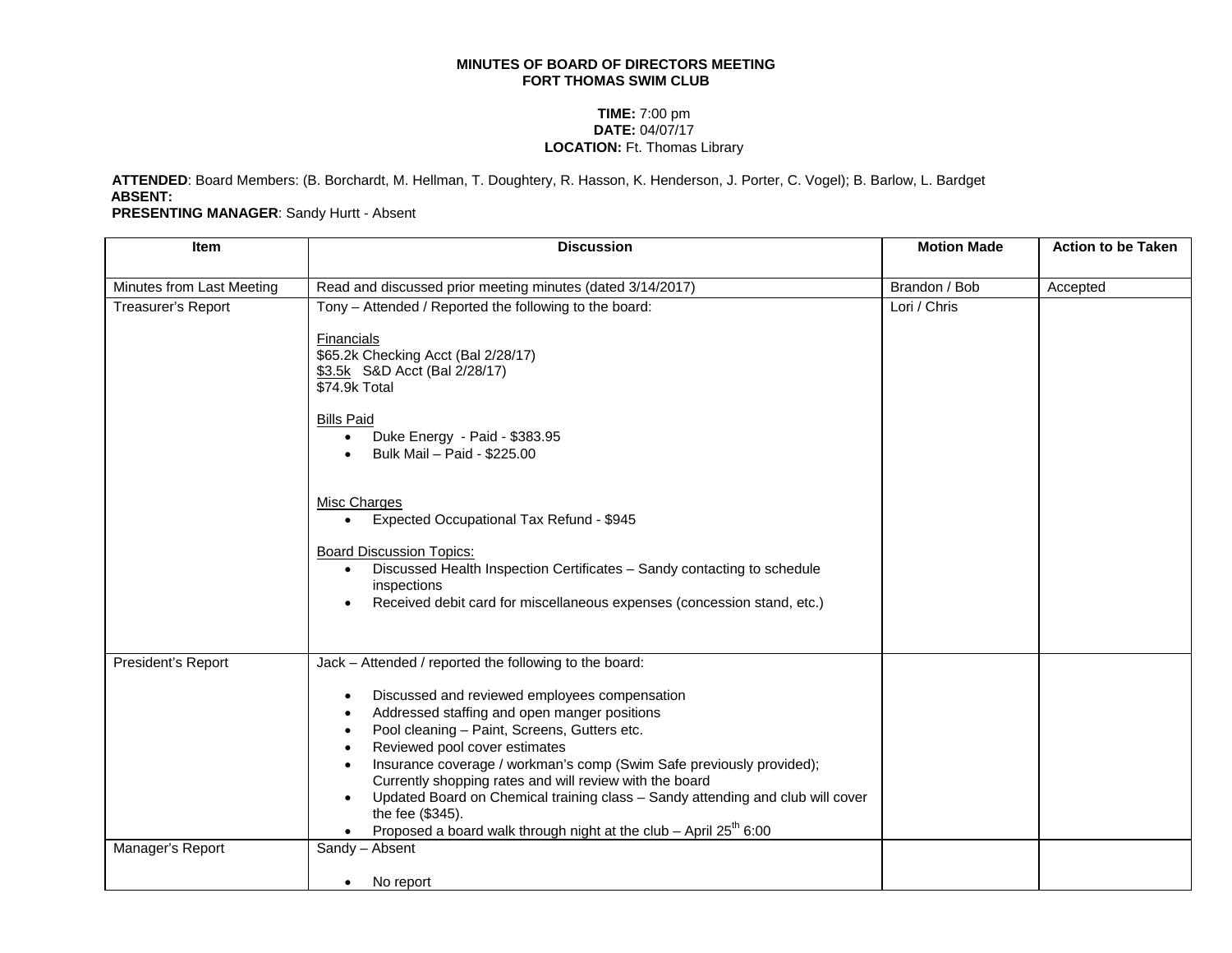**MINUTES OF BOARD OF DIRECTORS MEETING**
**FORT THOMAS SWIM CLUB**

**TIME:** 7:00 pm
**DATE:** 04/07/17
**LOCATION:** Ft. Thomas Library

**ATTENDED**: Board Members: (B. Borchardt, M. Hellman, T. Doughtery, R. Hasson, K. Henderson, J. Porter, C. Vogel); B. Barlow, L. Bardget
**ABSENT:**
**PRESENTING MANAGER**: Sandy Hurtt - Absent

| Item | Discussion | Motion Made | Action to be Taken |
|---|---|---|---|
| Minutes from Last Meeting | Read and discussed prior meeting minutes (dated 3/14/2017) | Brandon / Bob | Accepted |
| Treasurer's Report | Tony – Attended / Reported the following to the board:<br><br><u>Financials</u><br>$65.2k Checking Acct (Bal 2/28/17)<br><u>$3.5k</u> S&D Acct (Bal 2/28/17)<br>$74.9k Total<br><br><u>Bills Paid</u><br>• Duke Energy - Paid - $383.95<br>• Bulk Mail – Paid - $225.00<br><br><u>Misc Charges</u><br>• Expected Occupational Tax Refund - $945<br><br><u>Board Discussion Topics:</u><br>• Discussed Health Inspection Certificates – Sandy contacting to schedule inspections<br>• Received debit card for miscellaneous expenses (concession stand, etc.) | Lori / Chris | |
| President's Report | Jack – Attended / reported the following to the board:<br><br>• Discussed and reviewed employees compensation<br>• Addressed staffing and open manger positions<br>• Pool cleaning – Paint, Screens, Gutters etc.<br>• Reviewed pool cover estimates<br>• Insurance coverage / workman's comp (Swim Safe previously provided); Currently shopping rates and will review with the board<br>• Updated Board on Chemical training class – Sandy attending and club will cover the fee ($345).<br>• Proposed a board walk through night at the club – April 25th 6:00 | | |
| Manager's Report | Sandy – Absent<br><br>• No report | | |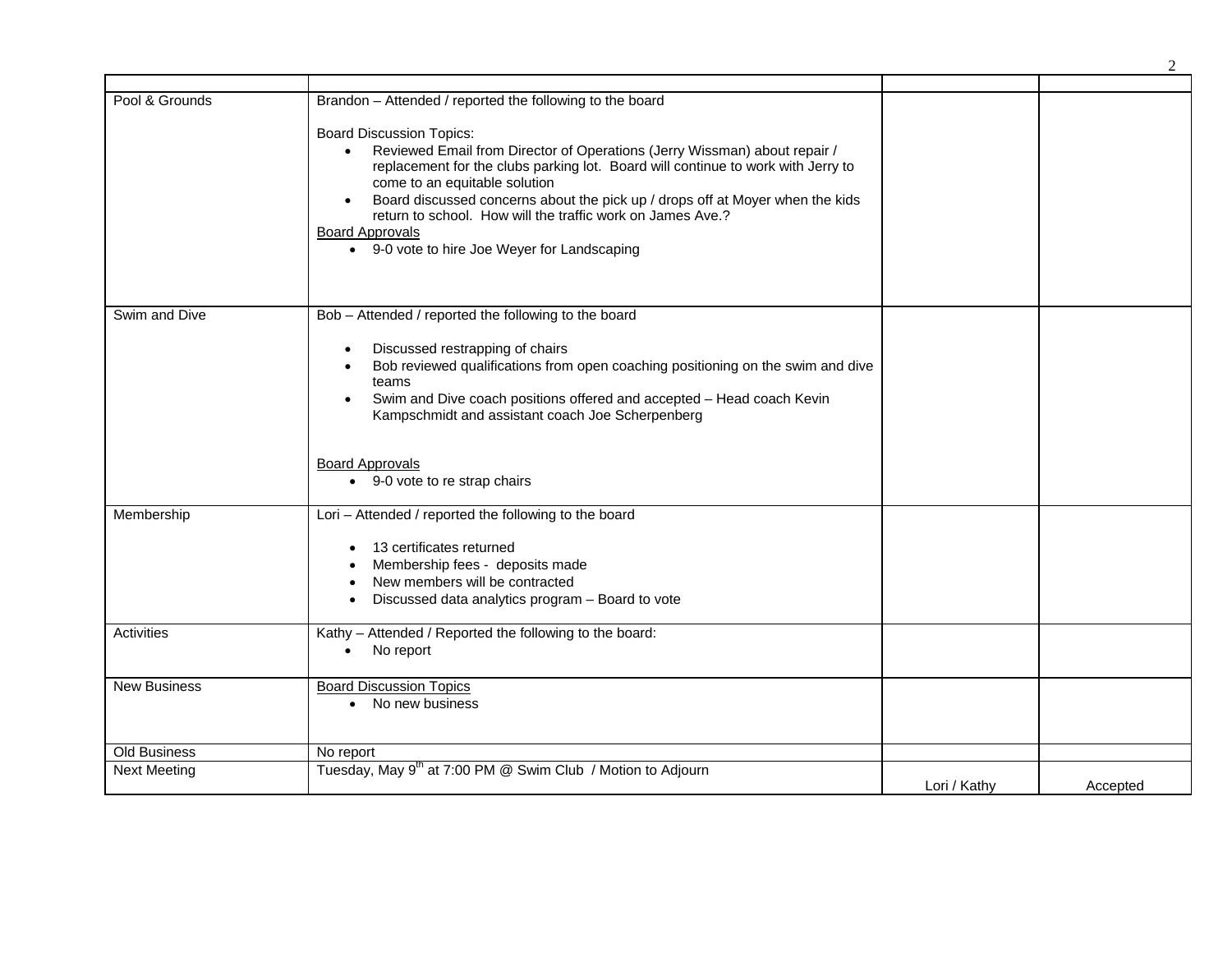| | | | |
|---|---|---|---|
| Pool & Grounds | Brandon – Attended / reported the following to the board<br><br>Board Discussion Topics:<br>• Reviewed Email from Director of Operations (Jerry Wissman) about repair / replacement for the clubs parking lot. Board will continue to work with Jerry to come to an equitable solution<br>• Board discussed concerns about the pick up / drops off at Moyer when the kids return to school. How will the traffic work on James Ave.?<br>Board Approvals<br>• 9-0 vote to hire Joe Weyer for Landscaping | | |
| Swim and Dive | Bob – Attended / reported the following to the board<br><br>• Discussed restrapping of chairs<br>• Bob reviewed qualifications from open coaching positioning on the swim and dive teams<br>• Swim and Dive coach positions offered and accepted – Head coach Kevin Kampschmidt and assistant coach Joe Scherpenberg<br><br>Board Approvals<br>• 9-0 vote to re strap chairs | | |
| Membership | Lori – Attended / reported the following to the board<br><br>• 13 certificates returned<br>• Membership fees - deposits made<br>• New members will be contracted<br>• Discussed data analytics program – Board to vote | | |
| Activities | Kathy – Attended / Reported the following to the board:<br>• No report | | |
| New Business | Board Discussion Topics<br>• No new business | | |
| Old Business | No report | | |
| Next Meeting | Tuesday, May 9th at 7:00 PM @ Swim Club / Motion to Adjourn | Lori / Kathy | Accepted |